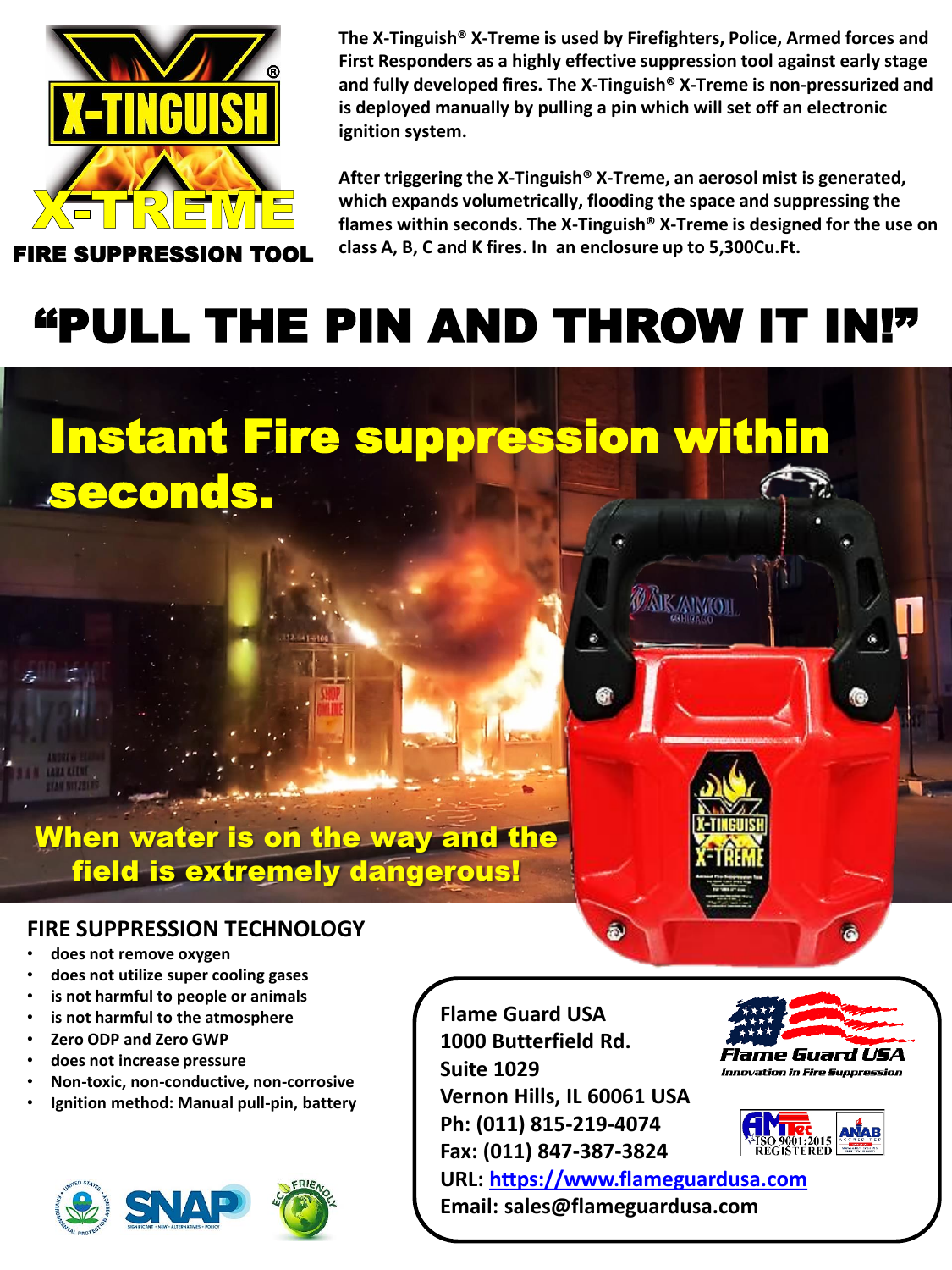# X-TINGUISH® X-TREME

**FIRE SUPPRESSION TOOL**

**The X-Tinguish® X-Treme is used by Firefighters, Police, Armed forces and First Responders as a highly effective suppression tool against early stage and fully developed fires. The X-Tinguish® X-Treme is non-pressurized and is deployed manually by pulling a pin which will set off an electronic ignition system.**

**After triggering the X-Tinguish® X-Treme, an aerosol mist is generated, which expands volumetrically, flooding the space and suppressing the flames within seconds. The X-Tinguish® X-Treme is designed for the use on class A, B, C and K fires. In an enclosure up to 5,300Cu.Ft.**

# "PULL THE PIN AND THROW IT IN!"

## Instant Fire suppression within seconds.

**When water is on the way and the field is extremely dangerous!**

## FIRE SUPPRESSION TECHNOLOGY

- does not remove oxygen
- does not utilize super cooling gases
- is not harmful to people or animals
- is not harmful to the atmosphere
- Zero ODP and Zero GWP
- does not increase pressure
- Non-toxic, non-conductive, non-corrosive
- Ignition method: Manual pull-pin, battery

**Flame Guard USA**
**1000 Butterfield Rd.**
**Suite 1029**
**Vernon Hills, IL 60061 USA**
**Ph: (011) 815-219-4074**
**Fax: (011) 847-387-3824**
**URL: https://www.flameguardusa.com**
**Email: sales@flameguardusa.com**

*Flame Guard USA*
*Innovation in Fire Suppression*

ISO 9001:2015 REGISTERED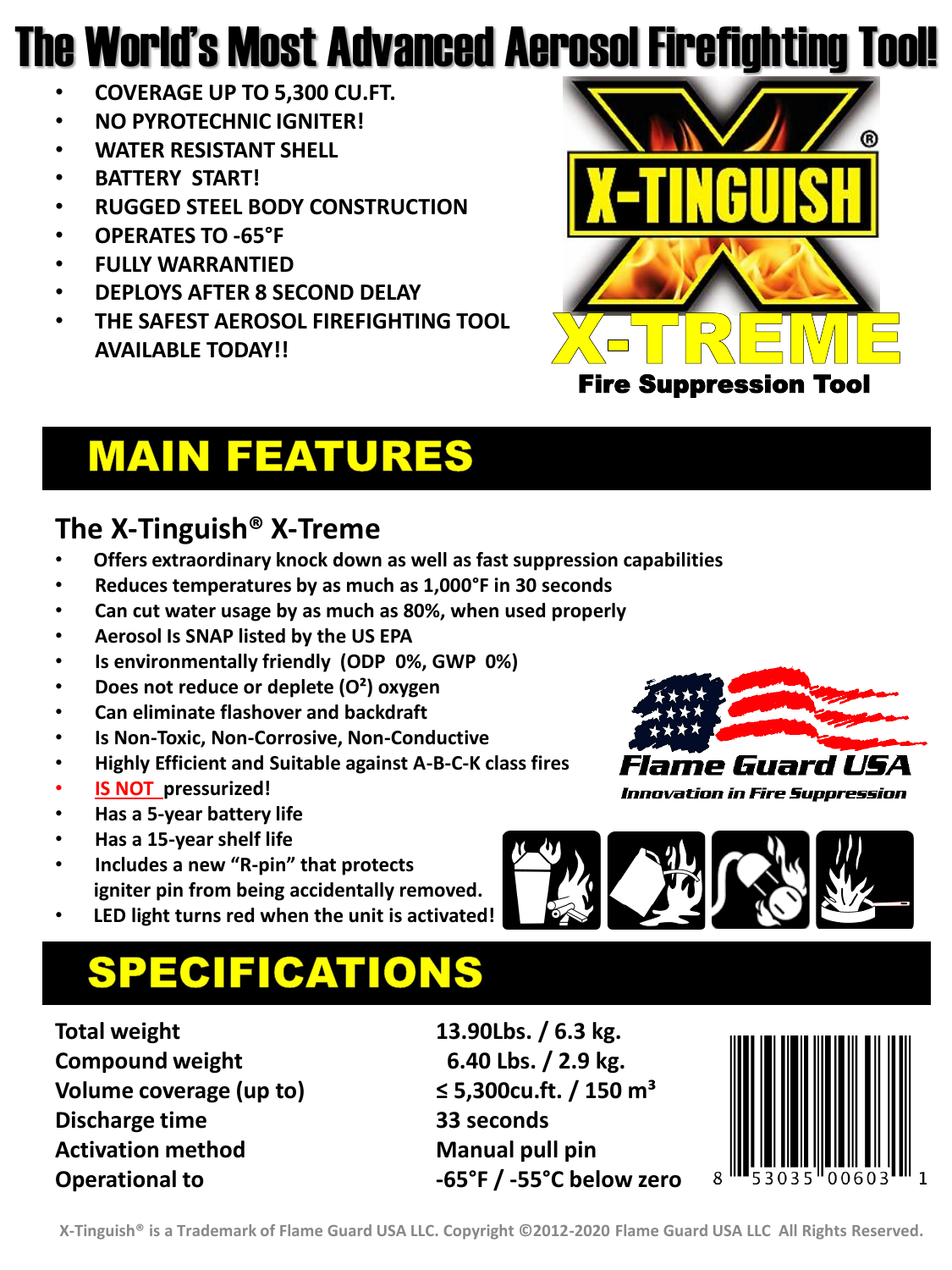# The World's Most Advanced Aerosol Firefighting Tool!

- COVERAGE UP TO 5,300 CU.FT.
- NO PYROTECHNIC IGNITER!
- WATER RESISTANT SHELL
- BATTERY START!
- RUGGED STEEL BODY CONSTRUCTION
- OPERATES TO -65°F
- FULLY WARRANTIED
- DEPLOYS AFTER 8 SECOND DELAY
- THE SAFEST AEROSOL FIREFIGHTING TOOL AVAILABLE TODAY!!

X-TINGUISH®

X-TREME

Fire Suppression Tool

## MAIN FEATURES

### The X-Tinguish® X-Treme

- Offers extraordinary knock down as well as fast suppression capabilities
- Reduces temperatures by as much as 1,000°F in 30 seconds
- Can cut water usage by as much as 80%, when used properly
- Aerosol Is SNAP listed by the US EPA
- Is environmentally friendly (ODP 0%, GWP 0%)
- Does not reduce or deplete ($O^2$) oxygen
- Can eliminate flashover and backdraft
- Is Non-Toxic, Non-Corrosive, Non-Conductive
- Highly Efficient and Suitable against A-B-C-K class fires
- IS NOT pressurized!
- Has a 5-year battery life
- Has a 15-year shelf life
- Includes a new "R-pin" that protects igniter pin from being accidentally removed.
- LED light turns red when the unit is activated!

Flame Guard USA

*Innovation in Fire Suppression*

## SPECIFICATIONS

| | |
|---|---|
| Total weight | 13.90Lbs. / 6.3 kg. |
| Compound weight | 6.40 Lbs. / 2.9 kg. |
| Volume coverage (up to) | ≤ 5,300cu.ft. / 150 $m^3$ |
| Discharge time | 33 seconds |
| Activation method | Manual pull pin |
| Operational to | -65°F / -55°C below zero |

8 53035 00603 1

X-Tinguish® is a Trademark of Flame Guard USA LLC. Copyright ©2012-2020 Flame Guard USA LLC All Rights Reserved.